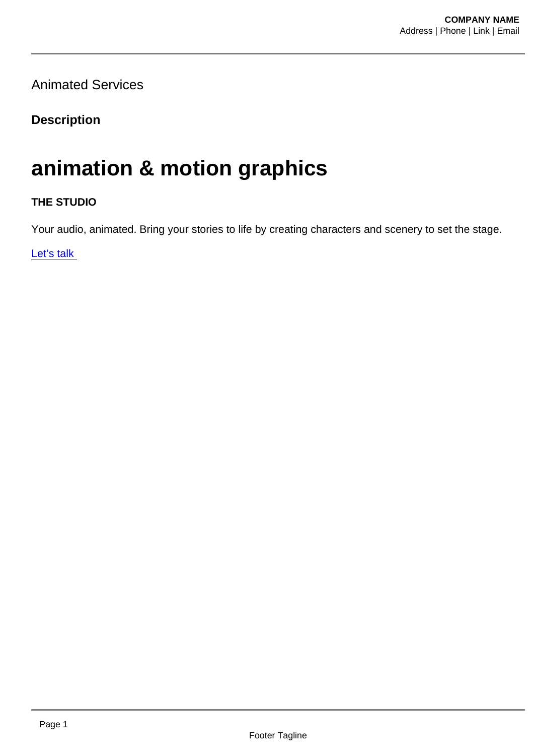Animated Services

**Description**

# animation & motion graphics

**THE STUDIO**

Your audio, animated. Bring your stories to life by creating characters and scenery to set the stage.

[Let's talk](#)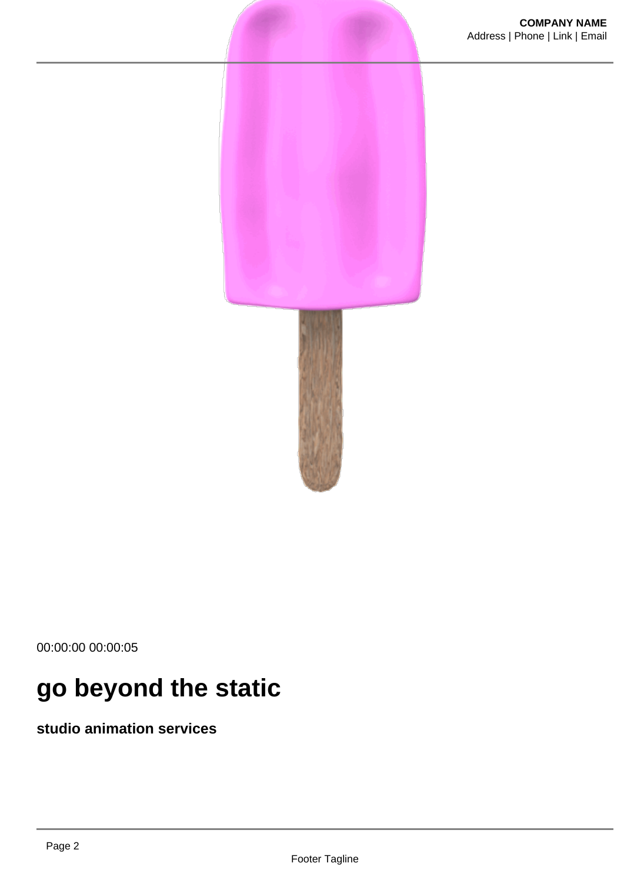00:00:00 00:00:05

# go beyond the static

**studio animation services**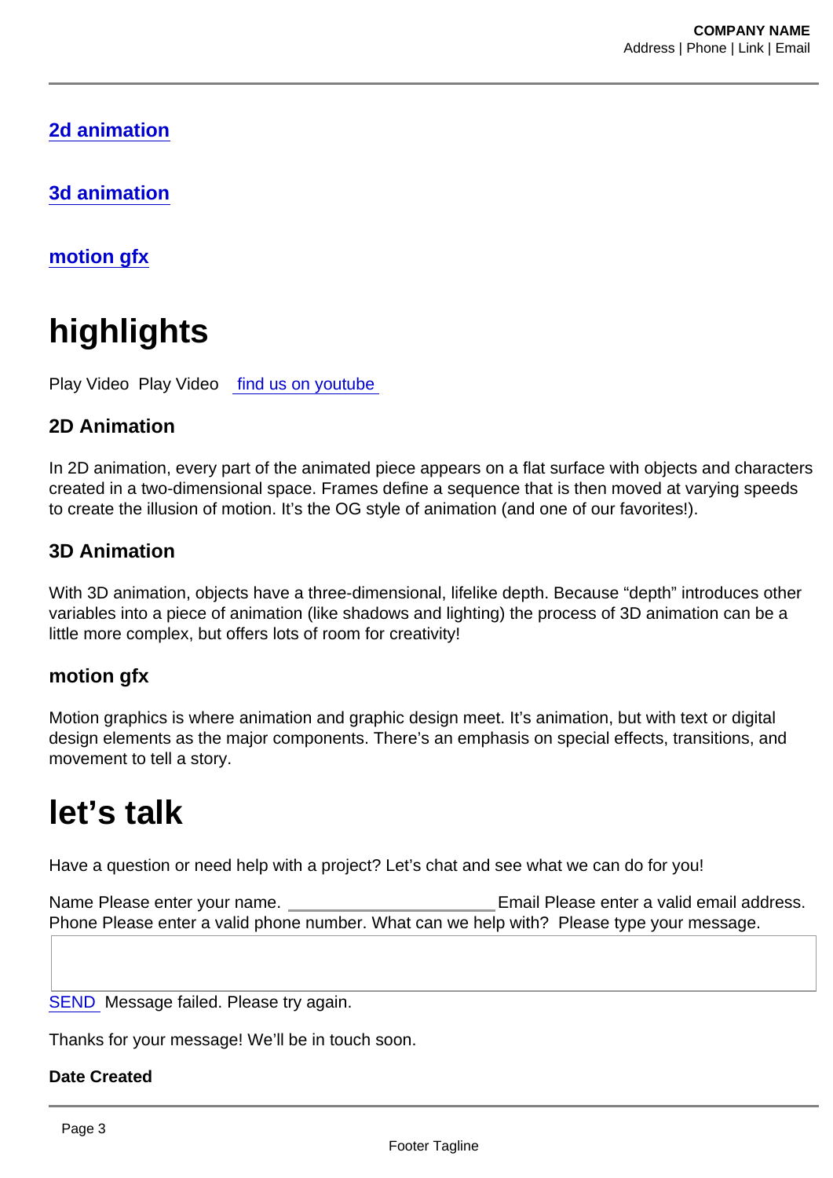[2d animation]

[3d animation]

[motion gfx]

# highlights

Play Video  Play Video  [find us on youtube]

### 2D Animation

In 2D animation, every part of the animated piece appears on a flat surface with objects and characters created in a two-dimensional space. Frames define a sequence that is then moved at varying speeds to create the illusion of motion. It's the OG style of animation (and one of our favorites!).

### 3D Animation

With 3D animation, objects have a three-dimensional, lifelike depth. Because "depth" introduces other variables into a piece of animation (like shadows and lighting) the process of 3D animation can be a little more complex, but offers lots of room for creativity!

### motion gfx

Motion graphics is where animation and graphic design meet. It's animation, but with text or digital design elements as the major components. There's an emphasis on special effects, transitions, and movement to tell a story.

# let's talk

Have a question or need help with a project? Let's chat and see what we can do for you!

Name Please enter your name. ______________________ Email Please enter a valid email address. Phone Please enter a valid phone number. What can we help with?  Please type your message.

SEND  Message failed. Please try again.

Thanks for your message! We'll be in touch soon.

**Date Created**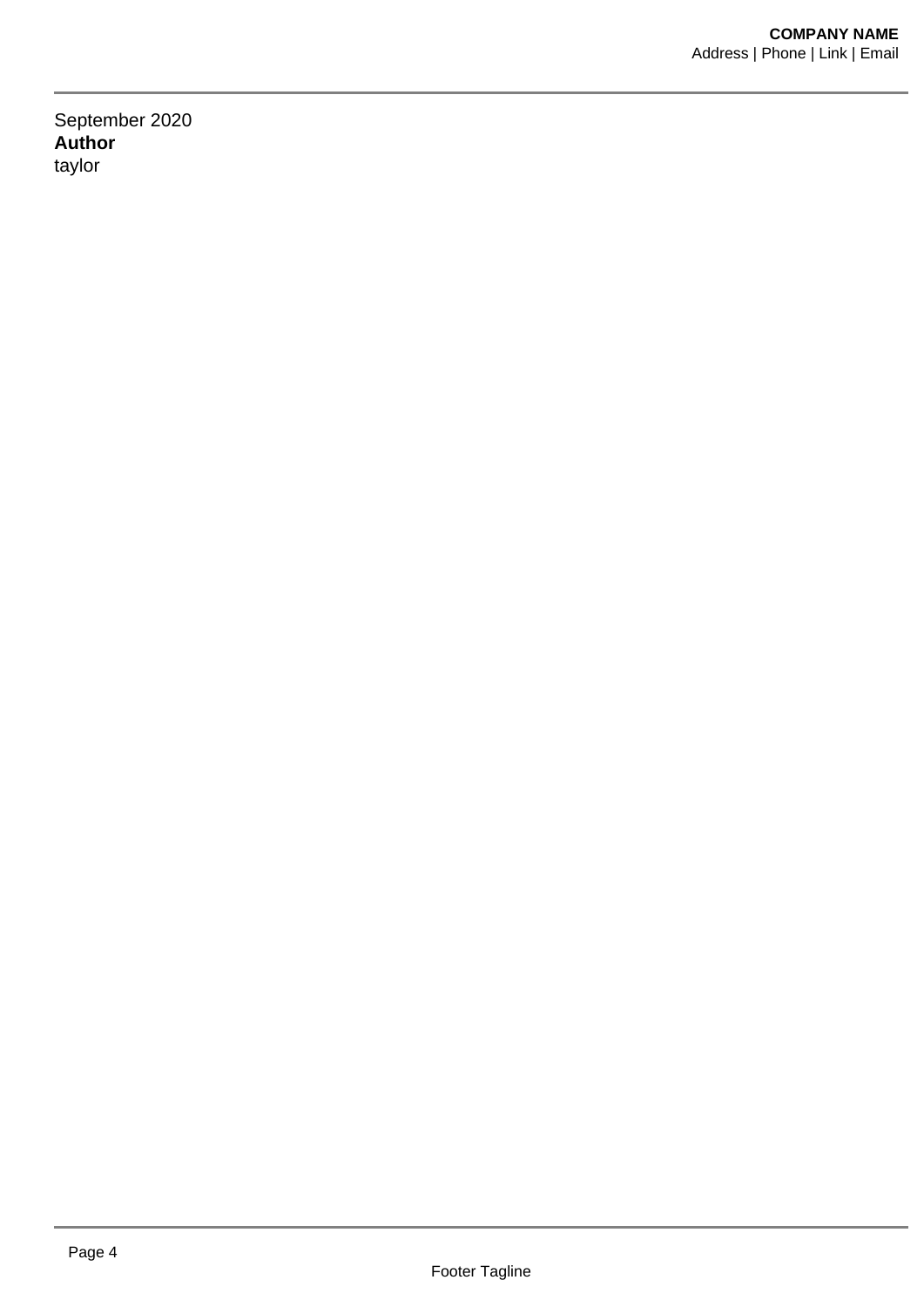September 2020

**Author**

taylor